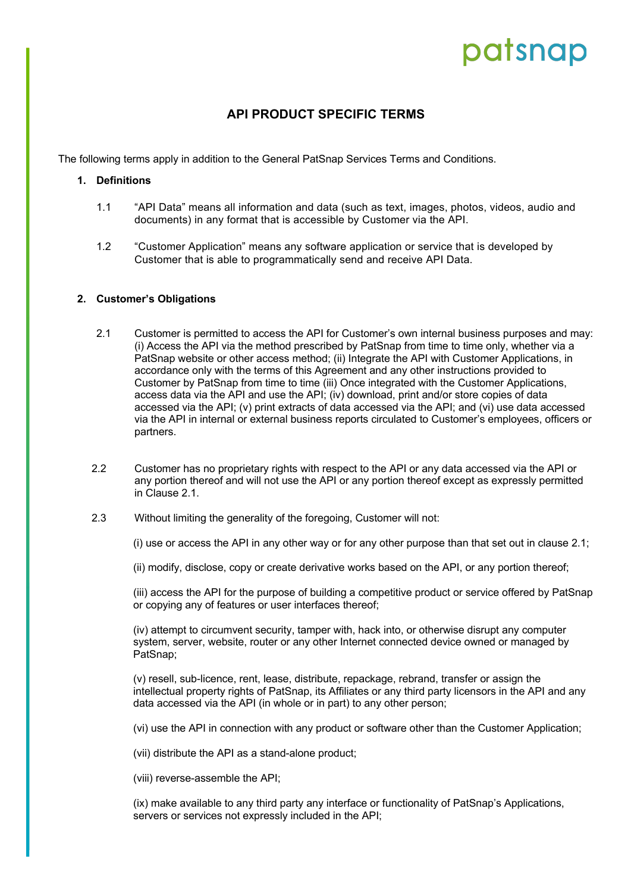# API PRODUCT SPECIFIC TERMS

The following terms apply in addition to the General PatSnap Services Terms and Conditions.

## 1. Definitions

1.1 "API Data" means all information and data (such as text, images, photos, videos, audio and documents) in any format that is accessible by Customer via the API.

1.2 "Customer Application" means any software application or service that is developed by Customer that is able to programmatically send and receive API Data.

## 2. Customer's Obligations

2.1 Customer is permitted to access the API for Customer's own internal business purposes and may: (i) Access the API via the method prescribed by PatSnap from time to time only, whether via a PatSnap website or other access method; (ii) Integrate the API with Customer Applications, in accordance only with the terms of this Agreement and any other instructions provided to Customer by PatSnap from time to time (iii) Once integrated with the Customer Applications, access data via the API and use the API; (iv) download, print and/or store copies of data accessed via the API; (v) print extracts of data accessed via the API; and (vi) use data accessed via the API in internal or external business reports circulated to Customer's employees, officers or partners.

2.2 Customer has no proprietary rights with respect to the API or any data accessed via the API or any portion thereof and will not use the API or any portion thereof except as expressly permitted in Clause 2.1.

2.3 Without limiting the generality of the foregoing, Customer will not:

(i) use or access the API in any other way or for any other purpose than that set out in clause 2.1;

(ii) modify, disclose, copy or create derivative works based on the API, or any portion thereof;

(iii) access the API for the purpose of building a competitive product or service offered by PatSnap or copying any of features or user interfaces thereof;

(iv) attempt to circumvent security, tamper with, hack into, or otherwise disrupt any computer system, server, website, router or any other Internet connected device owned or managed by PatSnap;

(v) resell, sub-licence, rent, lease, distribute, repackage, rebrand, transfer or assign the intellectual property rights of PatSnap, its Affiliates or any third party licensors in the API and any data accessed via the API (in whole or in part) to any other person;

(vi) use the API in connection with any product or software other than the Customer Application;

(vii) distribute the API as a stand-alone product;

(viii) reverse-assemble the API;

(ix) make available to any third party any interface or functionality of PatSnap's Applications, servers or services not expressly included in the API;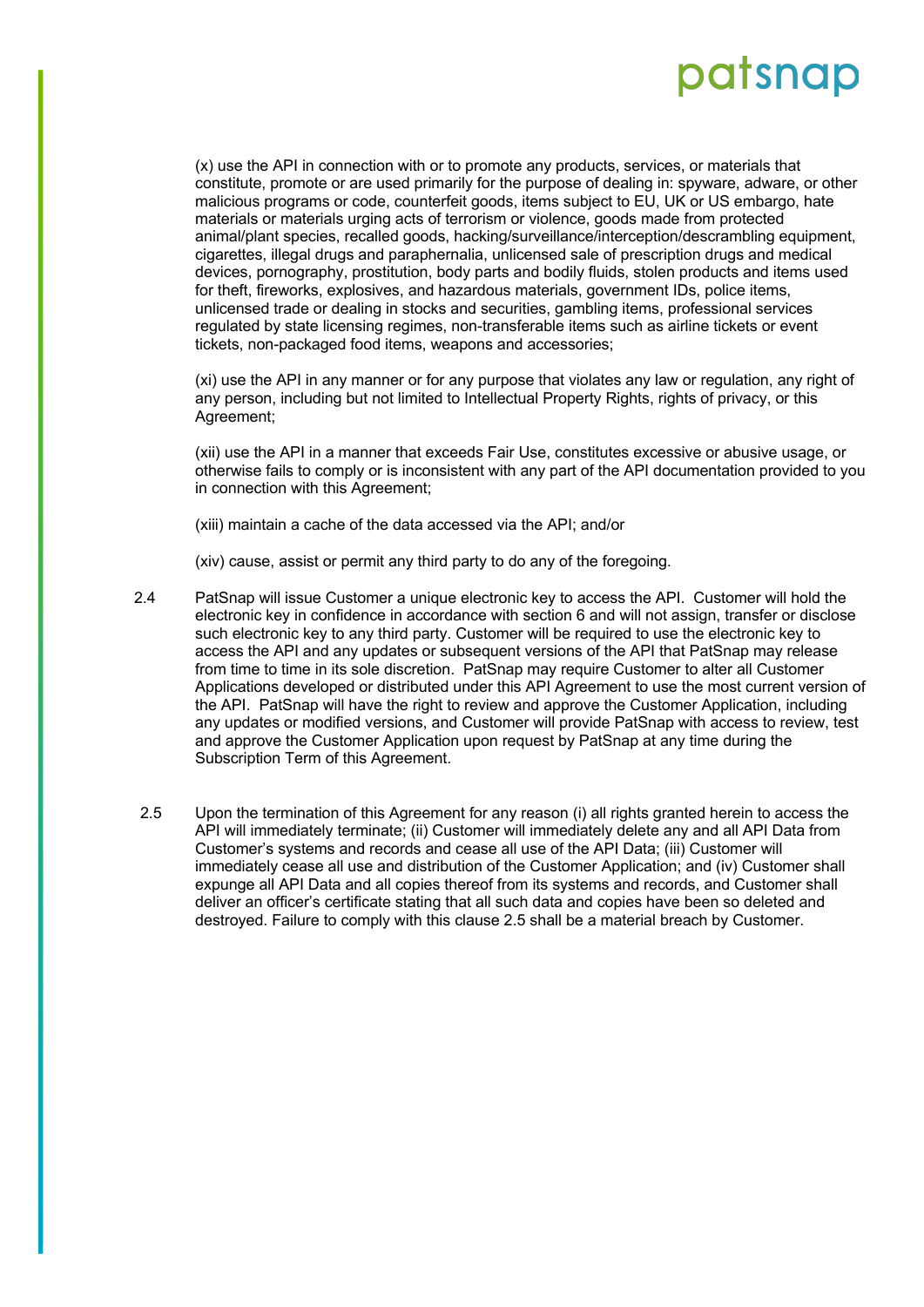(x) use the API in connection with or to promote any products, services, or materials that constitute, promote or are used primarily for the purpose of dealing in: spyware, adware, or other malicious programs or code, counterfeit goods, items subject to EU, UK or US embargo, hate materials or materials urging acts of terrorism or violence, goods made from protected animal/plant species, recalled goods, hacking/surveillance/interception/descrambling equipment, cigarettes, illegal drugs and paraphernalia, unlicensed sale of prescription drugs and medical devices, pornography, prostitution, body parts and bodily fluids, stolen products and items used for theft, fireworks, explosives, and hazardous materials, government IDs, police items, unlicensed trade or dealing in stocks and securities, gambling items, professional services regulated by state licensing regimes, non-transferable items such as airline tickets or event tickets, non-packaged food items, weapons and accessories;

(xi) use the API in any manner or for any purpose that violates any law or regulation, any right of any person, including but not limited to Intellectual Property Rights, rights of privacy, or this Agreement;

(xii) use the API in a manner that exceeds Fair Use, constitutes excessive or abusive usage, or otherwise fails to comply or is inconsistent with any part of the API documentation provided to you in connection with this Agreement;

(xiii) maintain a cache of the data accessed via the API; and/or

(xiv) cause, assist or permit any third party to do any of the foregoing.

2.4 PatSnap will issue Customer a unique electronic key to access the API. Customer will hold the electronic key in confidence in accordance with section 6 and will not assign, transfer or disclose such electronic key to any third party. Customer will be required to use the electronic key to access the API and any updates or subsequent versions of the API that PatSnap may release from time to time in its sole discretion. PatSnap may require Customer to alter all Customer Applications developed or distributed under this API Agreement to use the most current version of the API. PatSnap will have the right to review and approve the Customer Application, including any updates or modified versions, and Customer will provide PatSnap with access to review, test and approve the Customer Application upon request by PatSnap at any time during the Subscription Term of this Agreement.

2.5 Upon the termination of this Agreement for any reason (i) all rights granted herein to access the API will immediately terminate; (ii) Customer will immediately delete any and all API Data from Customer's systems and records and cease all use of the API Data; (iii) Customer will immediately cease all use and distribution of the Customer Application; and (iv) Customer shall expunge all API Data and all copies thereof from its systems and records, and Customer shall deliver an officer's certificate stating that all such data and copies have been so deleted and destroyed. Failure to comply with this clause 2.5 shall be a material breach by Customer.